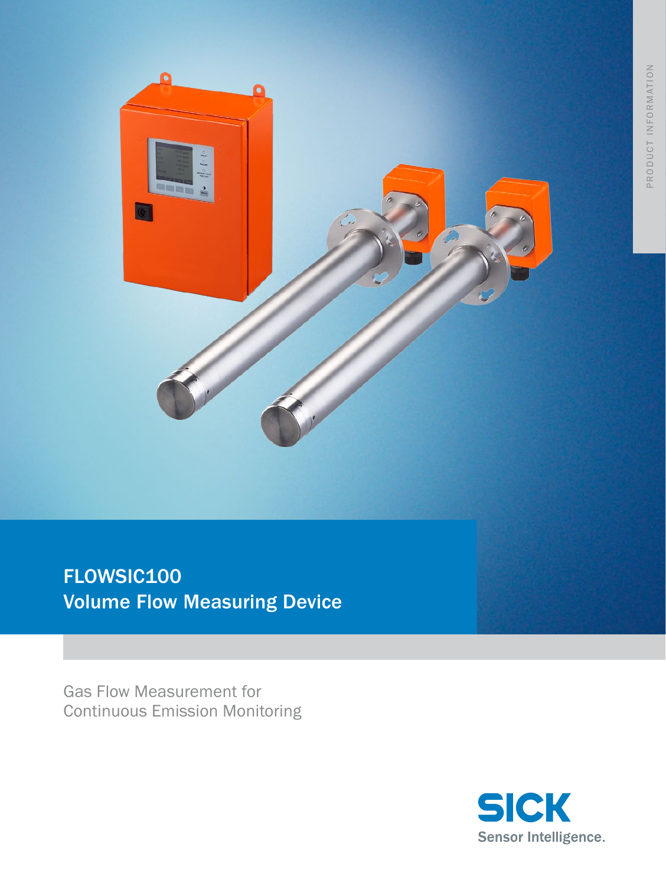PRODUCT INFORMATION

# FLOWSIC100
# Volume Flow Measuring Device

Gas Flow Measurement for
Continuous Emission Monitoring

SICK
Sensor Intelligence.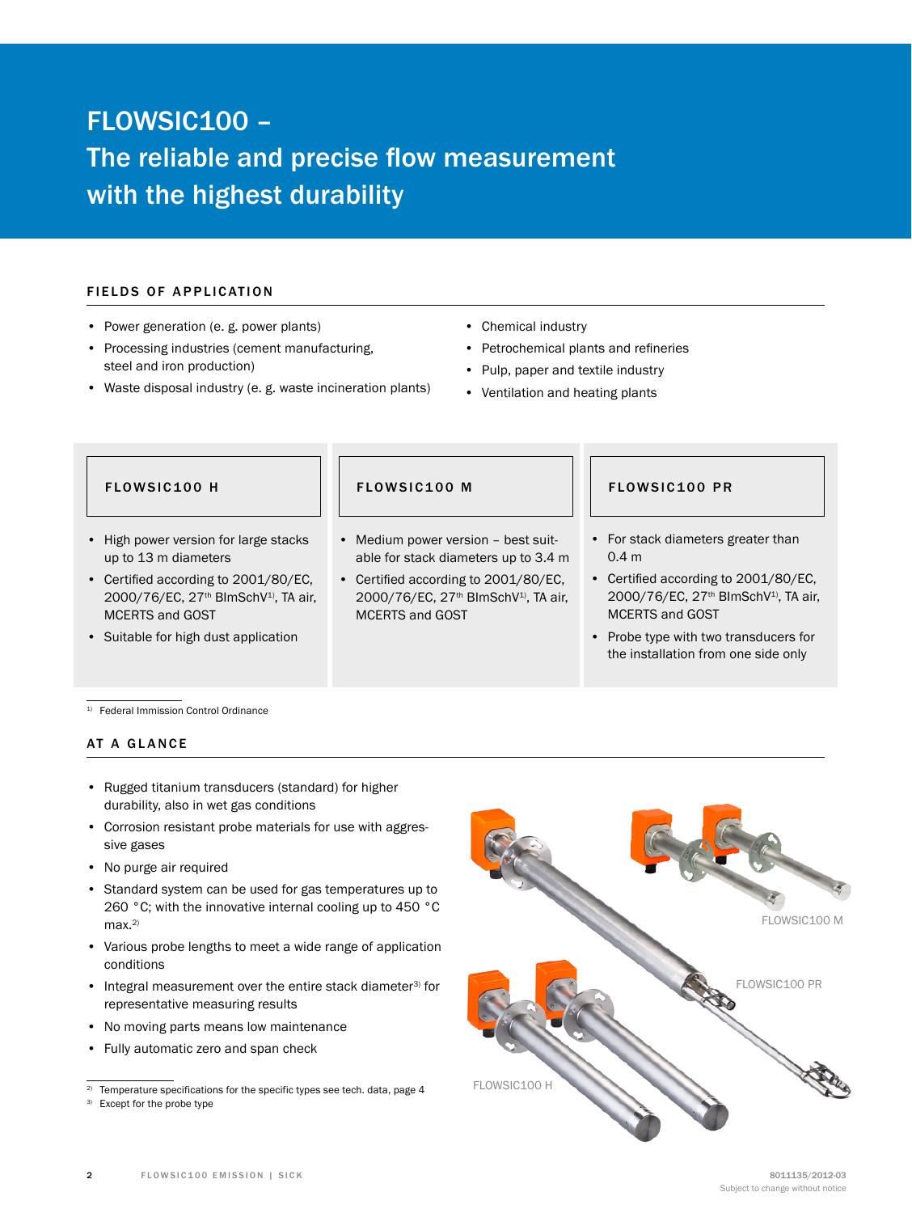# FLOWSIC100 – The reliable and precise flow measurement with the highest durability

## FIELDS OF APPLICATION

- Power generation (e. g. power plants)
- Processing industries (cement manufacturing, steel and iron production)
- Waste disposal industry (e. g. waste incineration plants)
- Chemical industry
- Petrochemical plants and refineries
- Pulp, paper and textile industry
- Ventilation and heating plants

### FLOWSIC100 H

- High power version for large stacks up to 13 m diameters
- Certified according to 2001/80/EC, 2000/76/EC, 27$^{th}$ BImSchV[1], TA air, MCERTS and GOST
- Suitable for high dust application

### FLOWSIC100 M

- Medium power version – best suitable for stack diameters up to 3.4 m
- Certified according to 2001/80/EC, 2000/76/EC, 27$^{th}$ BImSchV[1], TA air, MCERTS and GOST

### FLOWSIC100 PR

- For stack diameters greater than 0.4 m
- Certified according to 2001/80/EC, 2000/76/EC, 27$^{th}$ BImSchV[1], TA air, MCERTS and GOST
- Probe type with two transducers for the installation from one side only

[1] Federal Immission Control Ordinance

## AT A GLANCE

- Rugged titanium transducers (standard) for higher durability, also in wet gas conditions
- Corrosion resistant probe materials for use with aggressive gases
- No purge air required
- Standard system can be used for gas temperatures up to 260 °C; with the innovative internal cooling up to 450 °C max.[2]
- Various probe lengths to meet a wide range of application conditions
- Integral measurement over the entire stack diameter[3] for representative measuring results
- No moving parts means low maintenance
- Fully automatic zero and span check

FLOWSIC100 M

FLOWSIC100 PR

FLOWSIC100 H

[2] Temperature specifications for the specific types see tech. data, page 4
[3] Except for the probe type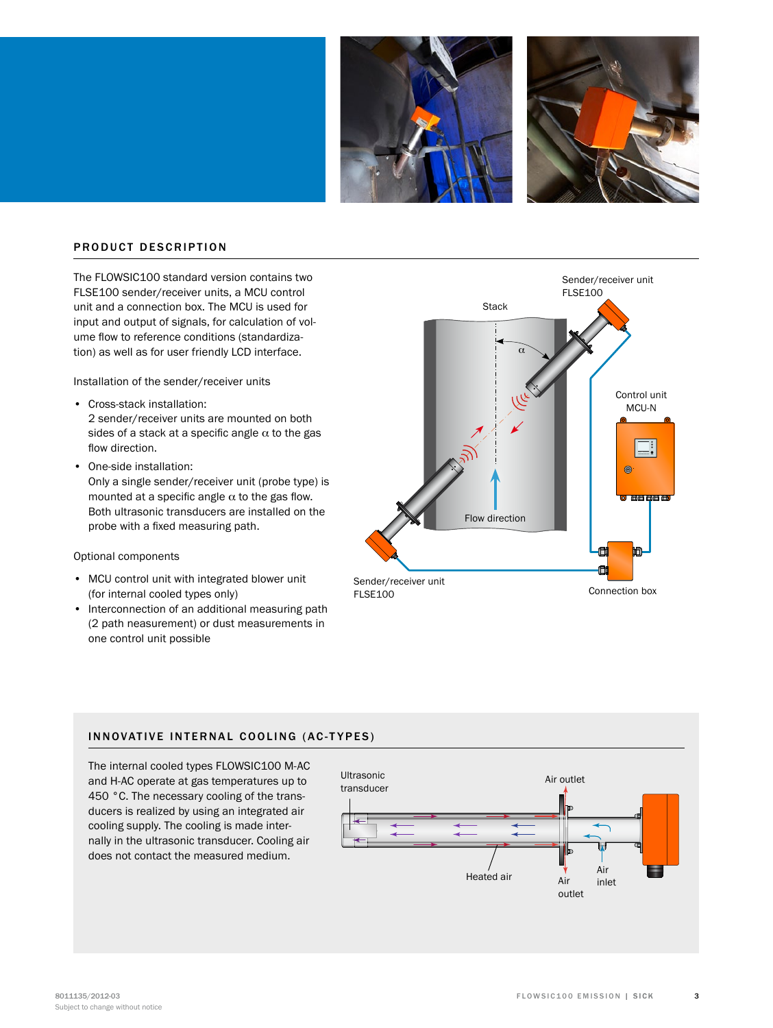## PRODUCT DESCRIPTION

The FLOWSIC100 standard version contains two FLSE100 sender/receiver units, a MCU control unit and a connection box. The MCU is used for input and output of signals, for calculation of volume flow to reference conditions (standardization) as well as for user friendly LCD interface.

Installation of the sender/receiver units

- Cross-stack installation:
  2 sender/receiver units are mounted on both sides of a stack at a specific angle $\alpha$ to the gas flow direction.
- One-side installation:
  Only a single sender/receiver unit (probe type) is mounted at a specific angle $\alpha$ to the gas flow. Both ultrasonic transducers are installed on the probe with a fixed measuring path.

Optional components

- MCU control unit with integrated blower unit (for internal cooled types only)
- Interconnection of an additional measuring path (2 path neasurement) or dust measurements in one control unit possible

Sender/receiver unit FLSE100

Stack

$\alpha$

Control unit MCU-N

Flow direction

Sender/receiver unit FLSE100

Connection box

## INNOVATIVE INTERNAL COOLING (AC-TYPES)

The internal cooled types FLOWSIC100 M-AC and H-AC operate at gas temperatures up to 450 °C. The necessary cooling of the transducers is realized by using an integrated air cooling supply. The cooling is made internally in the ultrasonic transducer. Cooling air does not contact the measured medium.

Ultrasonic transducer

Air outlet

Heated air

Air outlet

Air inlet

8011135/2012-03
Subject to change without notice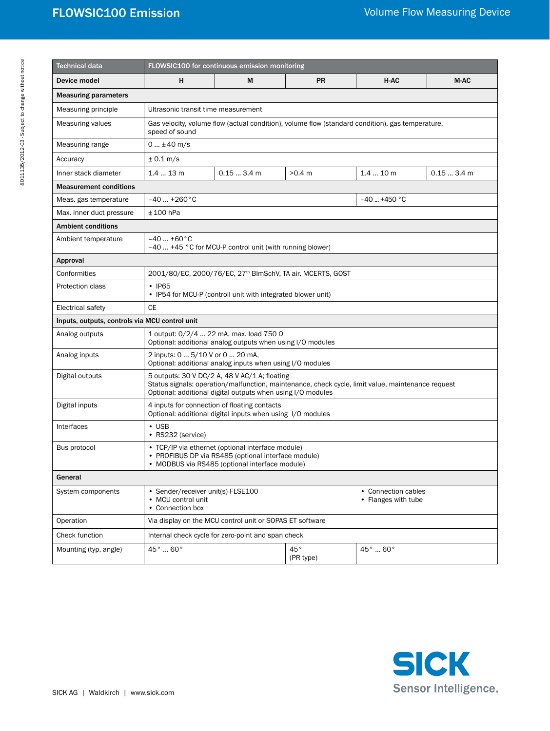| Technical data | FLOWSIC100 for continuous emission monitoring | | | | |
|---|---|---|---|---|---|
| **Device model** | **H** | **M** | **PR** | **H-AC** | **M-AC** |
| **Measuring parameters** | | | | | |
| Measuring principle | Ultrasonic transit time measurement | | | | |
| Measuring values | Gas velocity, volume flow (actual condition), volume flow (standard condition), gas temperature, speed of sound | | | | |
| Measuring range | 0 ... ±40 m/s | | | | |
| Accuracy | ± 0.1 m/s | | | | |
| Inner stack diameter | 1.4 ... 13 m | 0.15 ... 3.4 m | >0.4 m | 1.4 ... 10 m | 0.15 ... 3.4 m |
| **Measurement conditions** | | | | | |
| Meas. gas temperature | –40 ... +260 °C | | | –40 ... +450 °C | |
| Max. inner duct pressure | ± 100 hPa | | | | |
| **Ambient conditions** | | | | | |
| Ambient temperature | –40 ... +60 °C<br>–40 ... +45 °C for MCU-P control unit (with running blower) | | | | |
| **Approval** | | | | | |
| Conformities | 2001/80/EC, 2000/76/EC, 27th BImSchV, TA air, MCERTS, GOST | | | | |
| Protection class | • IP65<br>• IP54 for MCU-P (controll unit with integrated blower unit) | | | | |
| Electrical safety | CE | | | | |
| **Inputs, outputs, controls via MCU control unit** | | | | | |
| Analog outputs | 1 output: 0/2/4 ... 22 mA, max. load 750 Ω<br>Optional: additional analog outputs when using I/O modules | | | | |
| Analog inputs | 2 inputs: 0 ... 5/10 V or 0 ... 20 mA,<br>Optional: additional analog inputs when using I/O modules | | | | |
| Digital outputs | 5 outputs: 30 V DC/2 A, 48 V AC/1 A; floating<br>Status signals: operation/malfunction, maintenance, check cycle, limit value, maintenance request<br>Optional: additional digital outputs when using I/O modules | | | | |
| Digital inputs | 4 inputs for connection of floating contacts<br>Optional: additional digital inputs when using I/O modules | | | | |
| Interfaces | • USB<br>• RS232 (service) | | | | |
| Bus protocol | • TCP/IP via ethernet (optional interface module)<br>• PROFIBUS DP via RS485 (optional interface module)<br>• MODBUS via RS485 (optional interface module) | | | | |
| **General** | | | | | |
| System components | • Sender/receiver unit(s) FLSE100<br>• MCU control unit<br>• Connection box | | | • Connection cables<br>• Flanges with tube | |
| Operation | Via display on the MCU control unit or SOPAS ET software | | | | |
| Check function | Internal check cycle for zero-point and span check | | | | |
| Mounting (typ. angle) | 45° ... 60° | | 45°<br>(PR type) | 45° ... 60° | |

SICK AG | Waldkirch | www.sick.com